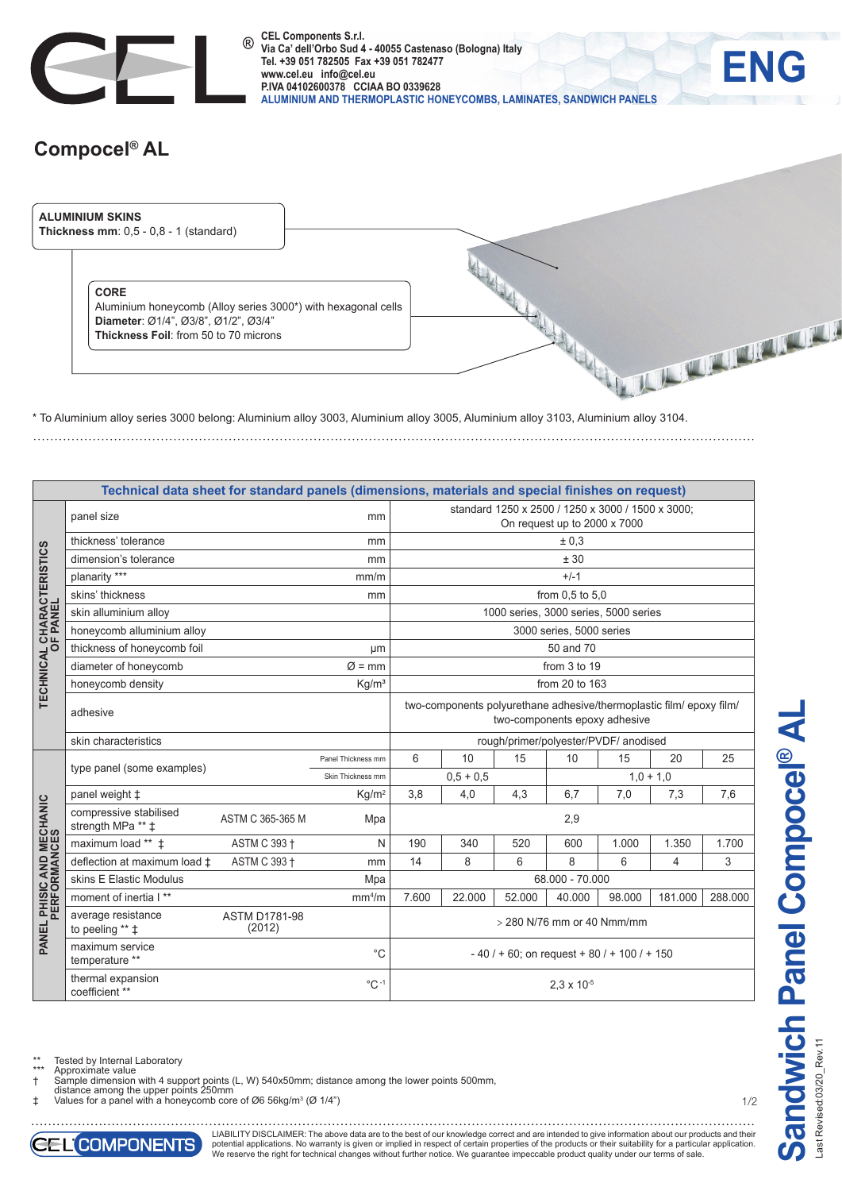CEL Components S.r.l.
Via Ca' dell'Orbo Sud 4 - 40055 Castenaso (Bologna) Italy
Tel. +39 051 782505 Fax +39 051 782477
www.cel.eu info@cel.eu
P.IVA 04102600378 CCIAA BO 0339628
ALUMINIUM AND THERMOPLASTIC HONEYCOMBS, LAMINATES, SANDWICH PANELS

ENG

# Compocel® AL

**ALUMINIUM SKINS**
**Thickness mm**: 0,5 - 0,8 - 1 (standard)

**CORE**
Aluminium honeycomb (Alloy series 3000*) with hexagonal cells
**Diameter**: Ø1/4", Ø3/8", Ø1/2", Ø3/4"
**Thickness Foil**: from 50 to 70 microns

* To Aluminium alloy series 3000 belong: Aluminium alloy 3003, Aluminium alloy 3005, Aluminium alloy 3103, Aluminium alloy 3104.

**Technical data sheet for standard panels (dimensions, materials and special finishes on request)**

| | | | | | | | | | | | |
|---|---|---|---|---|---|---|---|---|---|---|---|
| TECHNICAL CHARACTERISTICS OF PANEL | panel size | | mm | standard 1250 x 2500 / 1250 x 3000 / 1500 x 3000; On request up to 2000 x 7000 | | | | | | | |
| | thickness' tolerance | | mm | ± 0,3 | | | | | | | |
| | dimension's tolerance | | mm | ± 30 | | | | | | | |
| | planarity *** | | mm/m | +/-1 | | | | | | | |
| | skins' thickness | | mm | from 0,5 to 5,0 | | | | | | | |
| | skin alluminium alloy | | | 1000 series, 3000 series, 5000 series | | | | | | | |
| | honeycomb alluminium alloy | | | 3000 series, 5000 series | | | | | | | |
| | thickness of honeycomb foil | | μm | 50 and 70 | | | | | | | |
| | diameter of honeycomb | | Ø = mm | from 3 to 19 | | | | | | | |
| | honeycomb density | | Kg/m³ | from 20 to 163 | | | | | | | |
| | adhesive | | | two-components polyurethane adhesive/thermoplastic film/ epoxy film/ two-components epoxy adhesive | | | | | | | |
| | skin characteristics | | | rough/primer/polyester/PVDF/ anodised | | | | | | | |
| PANEL PHISIC AND MECHANIC PERFORMANCES | type panel (some examples) | | Panel Thickness mm | 6 | 10 | 15 | 10 | 15 | 20 | 25 |
| | | | Skin Thickness mm | 0,5 + 0,5 | | | 1,0 + 1,0 | | | |
| | panel weight ‡ | | Kg/m² | 3,8 | 4,0 | 4,3 | 6,7 | 7,0 | 7,3 | 7,6 |
| | compressive stabilised strength MPa ** ‡ | ASTM C 365-365 M | Mpa | 2,9 | | | | | | |
| | maximum load ** ‡ | ASTM C 393 † | N | 190 | 340 | 520 | 600 | 1.000 | 1.350 | 1.700 |
| | deflection at maximum load ‡ | ASTM C 393 † | mm | 14 | 8 | 6 | 8 | 6 | 4 | 3 |
| | skins E Elastic Modulus | | Mpa | 68.000 - 70.000 | | | | | | |
| | moment of inertia I ** | | mm⁴/m | 7.600 | 22.000 | 52.000 | 40.000 | 98.000 | 181.000 | 288.000 |
| | average resistance to peeling ** ‡ | ASTM D1781-98 (2012) | | > 280 N/76 mm or 40 Nmm/mm | | | | | | |
| | maximum service temperature ** | | °C | - 40 / + 60; on request + 80 / + 100 / + 150 | | | | | | |
| | thermal expansion coefficient ** | | °C⁻¹ | $2,3 \times 10^{-5}$ | | | | | | |

** Tested by Internal Laboratory
*** Approximate value
† Sample dimension with 4 support points (L, W) 540x50mm; distance among the lower points 500mm, distance among the upper points 250mm
‡ Values for a panel with a honeycomb core of Ø6 56kg/m³ (Ø 1/4")

LIABILITY DISCLAIMER: The above data are to the best of our knowledge correct and are intended to give information about our products and their potential applications. No warranty is given or implied in respect of certain properties of the products or their suitability for a particular application. We reserve the right for technical changes without further notice. We guarantee impeccable product quality under our terms of sale.

Sandwich Panel Compocel® AL

Last Revised:03/20_Rev.11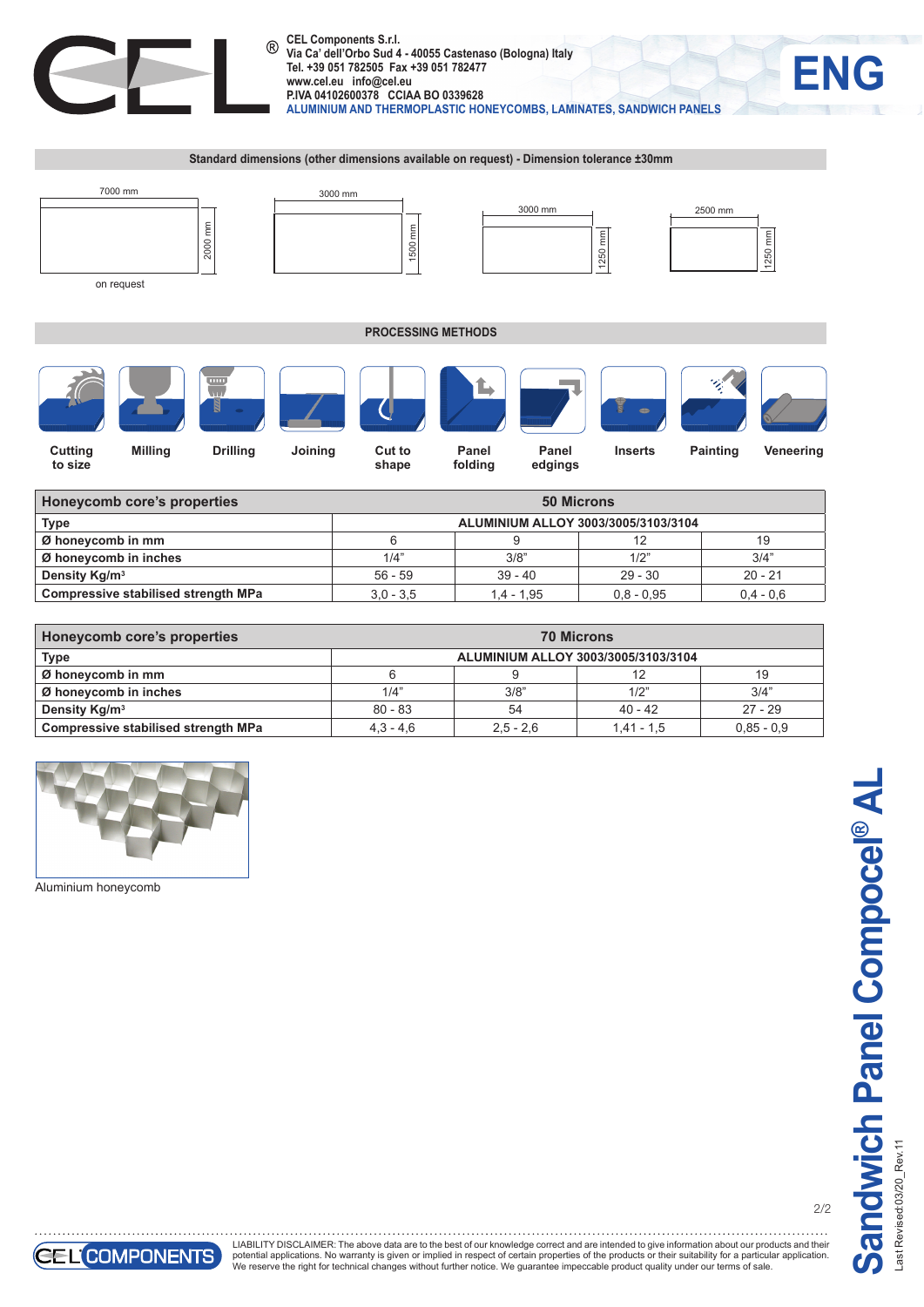CEL Components S.r.l.
Via Ca' dell'Orbo Sud 4 - 40055 Castenaso (Bologna) Italy
Tel. +39 051 782505 Fax +39 051 782477
www.cel.eu info@cel.eu
P.IVA 04102600378 CCIAA BO 0339628
ALUMINIUM AND THERMOPLASTIC HONEYCOMBS, LAMINATES, SANDWICH PANELS

ENG

## Standard dimensions (other dimensions available on request) - Dimension tolerance ±30mm

7000 mm × 2000 mm (on request)

3000 mm × 1500 mm

3000 mm × 1250 mm

2500 mm × 1250 mm

## PROCESSING METHODS

- Cutting to size
- Milling
- Drilling
- Joining
- Cut to shape
- Panel folding
- Panel edgings
- Inserts
- Painting
- Veneering

| Honeycomb core's properties | 50 Microns | | | |
|---|---|---|---|---|
| Type | ALUMINIUM ALLOY 3003/3005/3103/3104 | | | |
| Ø honeycomb in mm | 6 | 9 | 12 | 19 |
| Ø honeycomb in inches | 1/4" | 3/8" | 1/2" | 3/4" |
| Density Kg/m³ | 56 - 59 | 39 - 40 | 29 - 30 | 20 - 21 |
| Compressive stabilised strength MPa | 3,0 - 3,5 | 1,4 - 1,95 | 0,8 - 0,95 | 0,4 - 0,6 |

| Honeycomb core's properties | 70 Microns | | | |
|---|---|---|---|---|
| Type | ALUMINIUM ALLOY 3003/3005/3103/3104 | | | |
| Ø honeycomb in mm | 6 | 9 | 12 | 19 |
| Ø honeycomb in inches | 1/4" | 3/8" | 1/2" | 3/4" |
| Density Kg/m³ | 80 - 83 | 54 | 40 - 42 | 27 - 29 |
| Compressive stabilised strength MPa | 4,3 - 4,6 | 2,5 - 2,6 | 1,41 - 1,5 | 0,85 - 0,9 |

Aluminium honeycomb

Sandwich Panel Compocel® AL

Last Revised:03/20_Rev.11

LIABILITY DISCLAIMER: The above data are to the best of our knowledge correct and are intended to give information about our products and their potential applications. No warranty is given or implied in respect of certain properties of the products or their suitability for a particular application. We reserve the right for technical changes without further notice. We guarantee impeccable product quality under our terms of sale.